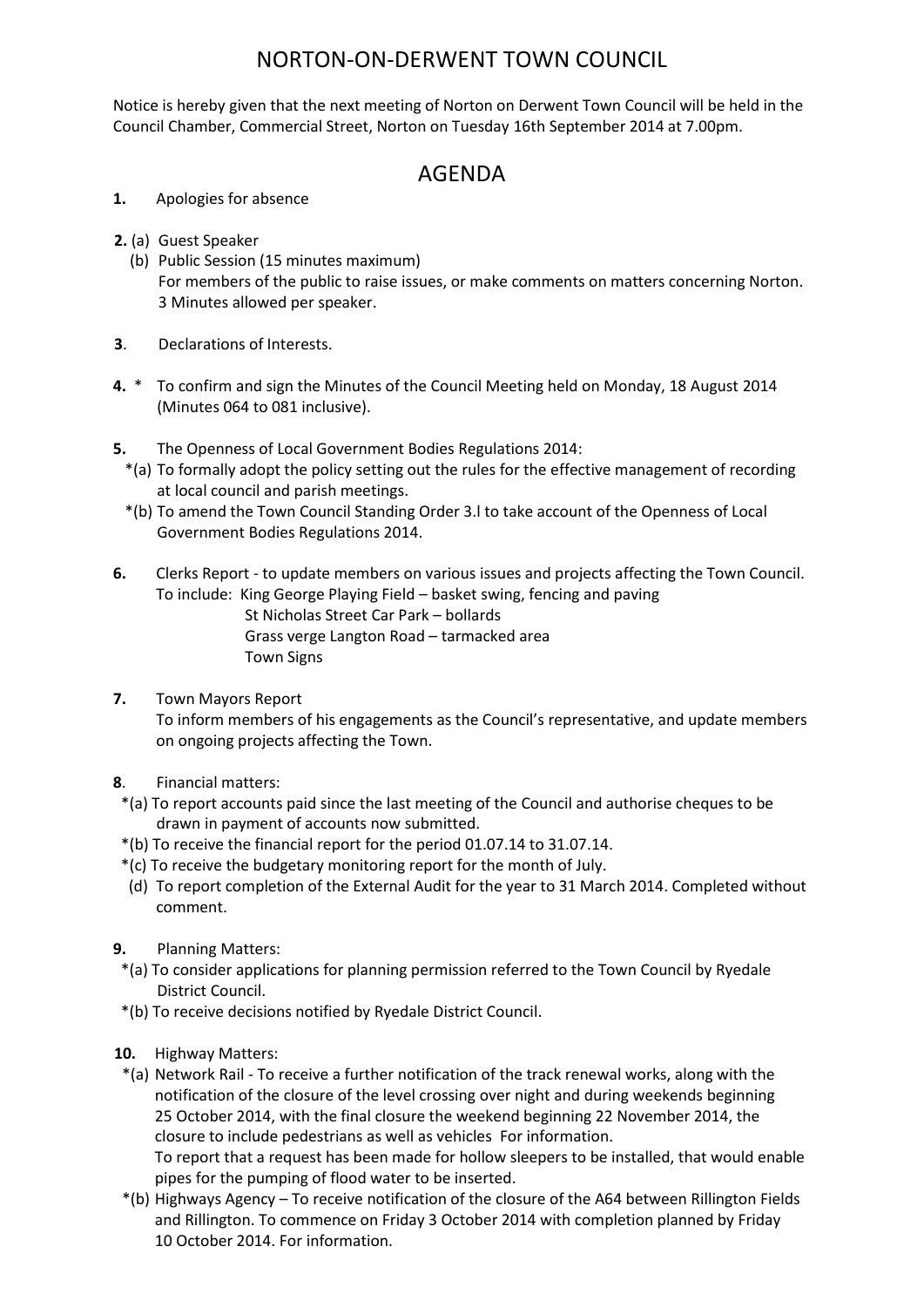# NORTON-ON-DERWENT TOWN COUNCIL

Notice is hereby given that the next meeting of Norton on Derwent Town Council will be held in the Council Chamber, Commercial Street, Norton on Tuesday 16th September 2014 at 7.00pm.

## AGENDA

**1.** Apologies for absence

**2.** (a) Guest Speaker
   (b) Public Session (15 minutes maximum)
   For members of the public to raise issues, or make comments on matters concerning Norton. 3 Minutes allowed per speaker.

**3**. Declarations of Interests.

**4.** * To confirm and sign the Minutes of the Council Meeting held on Monday, 18 August 2014 (Minutes 064 to 081 inclusive).

**5.** The Openness of Local Government Bodies Regulations 2014:
   *(a) To formally adopt the policy setting out the rules for the effective management of recording at local council and parish meetings.
   *(b) To amend the Town Council Standing Order 3.l to take account of the Openness of Local Government Bodies Regulations 2014.

**6.** Clerks Report - to update members on various issues and projects affecting the Town Council.
   To include: King George Playing Field – basket swing, fencing and paving
   St Nicholas Street Car Park – bollards
   Grass verge Langton Road – tarmacked area
   Town Signs

**7.** Town Mayors Report
   To inform members of his engagements as the Council's representative, and update members on ongoing projects affecting the Town.

**8**. Financial matters:
   *(a) To report accounts paid since the last meeting of the Council and authorise cheques to be drawn in payment of accounts now submitted.
   *(b) To receive the financial report for the period 01.07.14 to 31.07.14.
   *(c) To receive the budgetary monitoring report for the month of July.
   (d) To report completion of the External Audit for the year to 31 March 2014. Completed without comment.

**9.** Planning Matters:
   *(a) To consider applications for planning permission referred to the Town Council by Ryedale District Council.
   *(b) To receive decisions notified by Ryedale District Council.

**10.** Highway Matters:
   *(a) Network Rail - To receive a further notification of the track renewal works, along with the notification of the closure of the level crossing over night and during weekends beginning 25 October 2014, with the final closure the weekend beginning 22 November 2014, the closure to include pedestrians as well as vehicles For information.
   To report that a request has been made for hollow sleepers to be installed, that would enable pipes for the pumping of flood water to be inserted.
   *(b) Highways Agency – To receive notification of the closure of the A64 between Rillington Fields and Rillington. To commence on Friday 3 October 2014 with completion planned by Friday 10 October 2014. For information.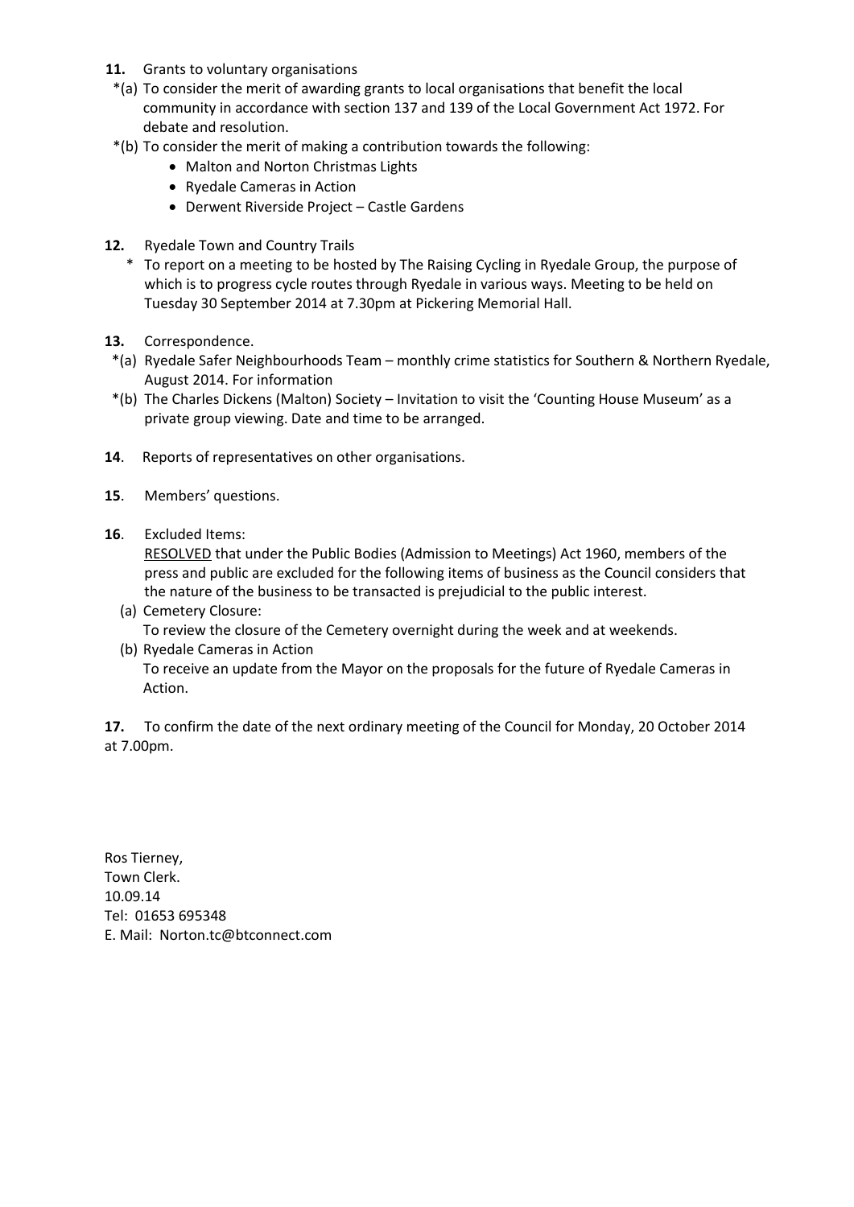**11.** Grants to voluntary organisations

*(a) To consider the merit of awarding grants to local organisations that benefit the local community in accordance with section 137 and 139 of the Local Government Act 1972. For debate and resolution.

*(b) To consider the merit of making a contribution towards the following:

- Malton and Norton Christmas Lights
- Ryedale Cameras in Action
- Derwent Riverside Project – Castle Gardens

**12.** Ryedale Town and Country Trails

\* To report on a meeting to be hosted by The Raising Cycling in Ryedale Group, the purpose of which is to progress cycle routes through Ryedale in various ways. Meeting to be held on Tuesday 30 September 2014 at 7.30pm at Pickering Memorial Hall.

**13.** Correspondence.

*(a) Ryedale Safer Neighbourhoods Team – monthly crime statistics for Southern & Northern Ryedale, August 2014. For information

*(b) The Charles Dickens (Malton) Society – Invitation to visit the 'Counting House Museum' as a private group viewing. Date and time to be arranged.

**14**. Reports of representatives on other organisations.

**15**. Members' questions.

**16**. Excluded Items:

<u>RESOLVED</u> that under the Public Bodies (Admission to Meetings) Act 1960, members of the press and public are excluded for the following items of business as the Council considers that the nature of the business to be transacted is prejudicial to the public interest.

(a) Cemetery Closure:
To review the closure of the Cemetery overnight during the week and at weekends.

(b) Ryedale Cameras in Action
To receive an update from the Mayor on the proposals for the future of Ryedale Cameras in Action.

**17.** To confirm the date of the next ordinary meeting of the Council for Monday, 20 October 2014 at 7.00pm.

Ros Tierney,
Town Clerk.
10.09.14
Tel: 01653 695348
E. Mail: Norton.tc@btconnect.com